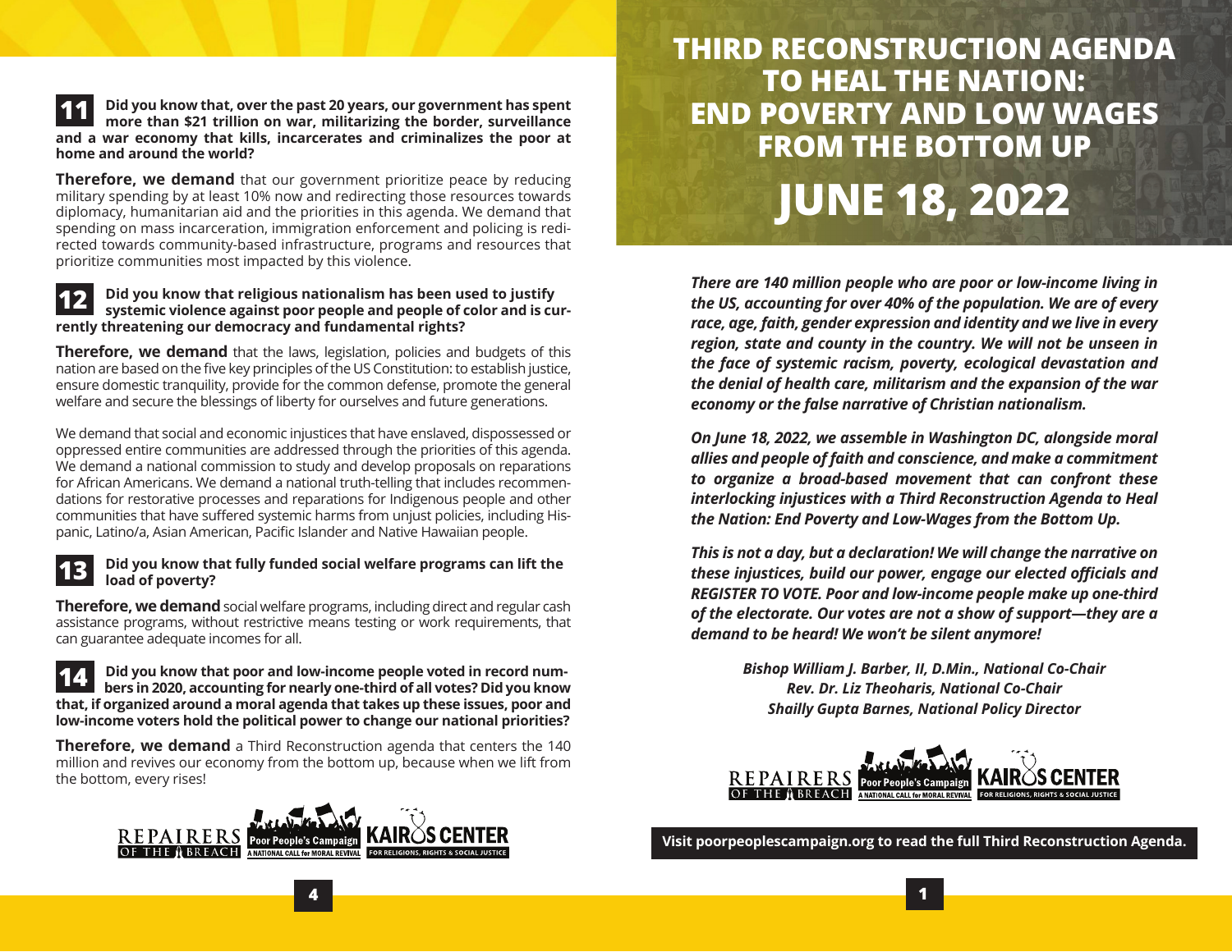**11** **Did you know that, over the past 20 years, our government has spent more than $21 trillion on war, militarizing the border, surveillance and a war economy that kills, incarcerates and criminalizes the poor at home and around the world?**

**Therefore, we demand** that our government prioritize peace by reducing military spending by at least 10% now and redirecting those resources towards diplomacy, humanitarian aid and the priorities in this agenda. We demand that spending on mass incarceration, immigration enforcement and policing is redirected towards community-based infrastructure, programs and resources that prioritize communities most impacted by this violence.

**12** **Did you know that religious nationalism has been used to justify systemic violence against poor people and people of color and is currently threatening our democracy and fundamental rights?**

**Therefore, we demand** that the laws, legislation, policies and budgets of this nation are based on the five key principles of the US Constitution: to establish justice, ensure domestic tranquility, provide for the common defense, promote the general welfare and secure the blessings of liberty for ourselves and future generations.

We demand that social and economic injustices that have enslaved, dispossessed or oppressed entire communities are addressed through the priorities of this agenda. We demand a national commission to study and develop proposals on reparations for African Americans. We demand a national truth-telling that includes recommendations for restorative processes and reparations for Indigenous people and other communities that have suffered systemic harms from unjust policies, including Hispanic, Latino/a, Asian American, Pacific Islander and Native Hawaiian people.

**13** **Did you know that fully funded social welfare programs can lift the load of poverty?**

**Therefore, we demand** social welfare programs, including direct and regular cash assistance programs, without restrictive means testing or work requirements, that can guarantee adequate incomes for all.

**14** **Did you know that poor and low-income people voted in record numbers in 2020, accounting for nearly one-third of all votes? Did you know that, if organized around a moral agenda that takes up these issues, poor and low-income voters hold the political power to change our national priorities?**

**Therefore, we demand** a Third Reconstruction agenda that centers the 140 million and revives our economy from the bottom up, because when we lift from the bottom, every rises!

REPAIRERS OF THE BREACH | Poor People's Campaign: A National Call for Moral Revival | KAIROS CENTER for Religions, Rights & Social Justice

# THIRD RECONSTRUCTION AGENDA TO HEAL THE NATION: END POVERTY AND LOW WAGES FROM THE BOTTOM UP

# JUNE 18, 2022

***There are 140 million people who are poor or low-income living in the US, accounting for over 40% of the population. We are of every race, age, faith, gender expression and identity and we live in every region, state and county in the country. We will not be unseen in the face of systemic racism, poverty, ecological devastation and the denial of health care, militarism and the expansion of the war economy or the false narrative of Christian nationalism.***

***On June 18, 2022, we assemble in Washington DC, alongside moral allies and people of faith and conscience, and make a commitment to organize a broad-based movement that can confront these interlocking injustices with a Third Reconstruction Agenda to Heal the Nation: End Poverty and Low-Wages from the Bottom Up.***

***This is not a day, but a declaration! We will change the narrative on these injustices, build our power, engage our elected officials and REGISTER TO VOTE. Poor and low-income people make up one-third of the electorate. Our votes are not a show of support—they are a demand to be heard! We won't be silent anymore!***

***Bishop William J. Barber, II, D.Min., National Co-Chair***
***Rev. Dr. Liz Theoharis, National Co-Chair***
***Shailly Gupta Barnes, National Policy Director***

REPAIRERS OF THE BREACH | Poor People's Campaign: A National Call for Moral Revival | KAIROS CENTER for Religions, Rights & Social Justice

**Visit poorpeoplescampaign.org to read the full Third Reconstruction Agenda.**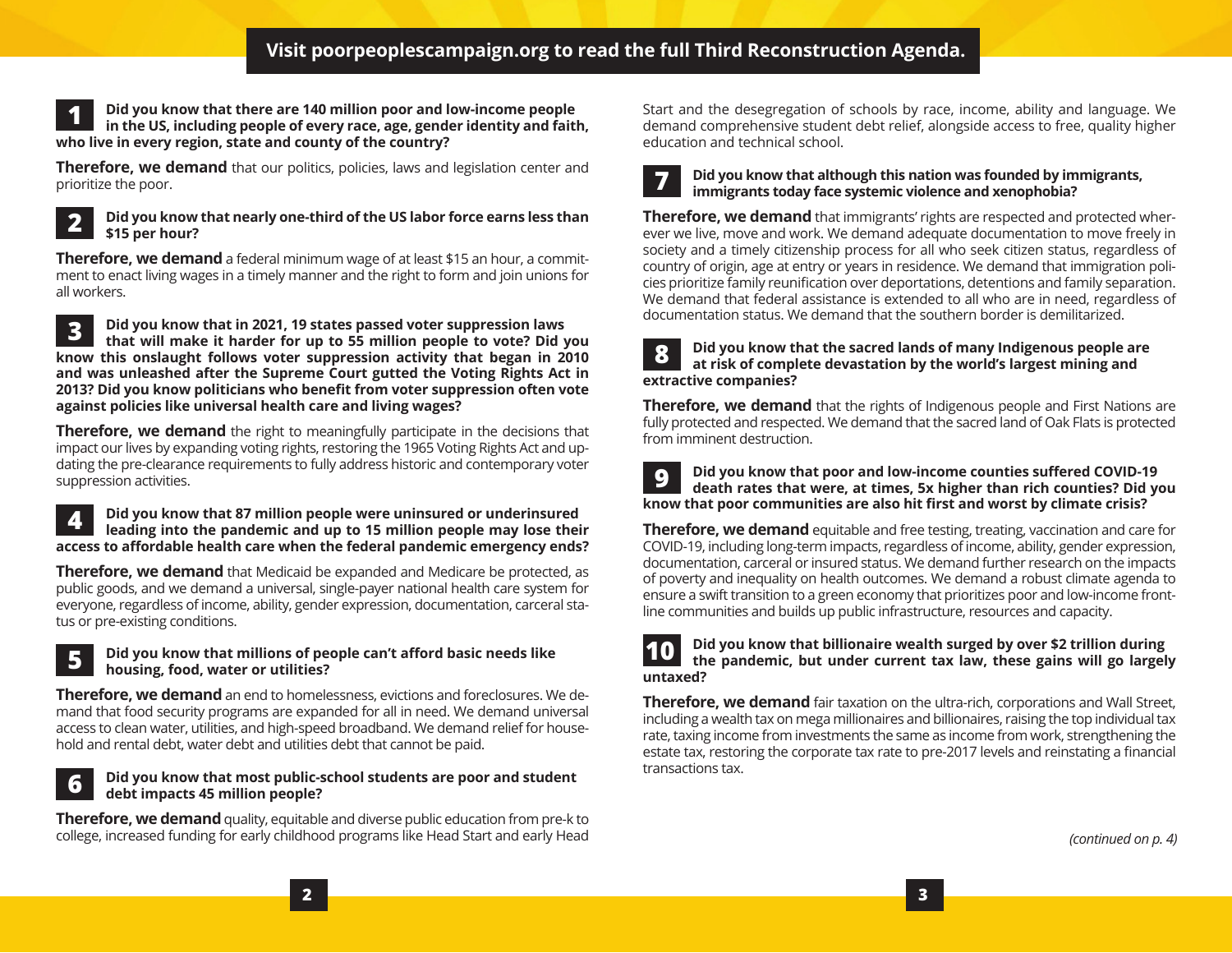**Visit poorpeoplescampaign.org to read the full Third Reconstruction Agenda.**

**1** **Did you know that there are 140 million poor and low-income people in the US, including people of every race, age, gender identity and faith, who live in every region, state and county of the country?**

**Therefore, we demand** that our politics, policies, laws and legislation center and prioritize the poor.

**2** **Did you know that nearly one-third of the US labor force earns less than $15 per hour?**

**Therefore, we demand** a federal minimum wage of at least $15 an hour, a commitment to enact living wages in a timely manner and the right to form and join unions for all workers.

**3** **Did you know that in 2021, 19 states passed voter suppression laws that will make it harder for up to 55 million people to vote? Did you know this onslaught follows voter suppression activity that began in 2010 and was unleashed after the Supreme Court gutted the Voting Rights Act in 2013? Did you know politicians who benefit from voter suppression often vote against policies like universal health care and living wages?**

**Therefore, we demand** the right to meaningfully participate in the decisions that impact our lives by expanding voting rights, restoring the 1965 Voting Rights Act and updating the pre-clearance requirements to fully address historic and contemporary voter suppression activities.

**4** **Did you know that 87 million people were uninsured or underinsured leading into the pandemic and up to 15 million people may lose their access to affordable health care when the federal pandemic emergency ends?**

**Therefore, we demand** that Medicaid be expanded and Medicare be protected, as public goods, and we demand a universal, single-payer national health care system for everyone, regardless of income, ability, gender expression, documentation, carceral status or pre-existing conditions.

**5** **Did you know that millions of people can't afford basic needs like housing, food, water or utilities?**

**Therefore, we demand** an end to homelessness, evictions and foreclosures. We demand that food security programs are expanded for all in need. We demand universal access to clean water, utilities, and high-speed broadband. We demand relief for household and rental debt, water debt and utilities debt that cannot be paid.

**6** **Did you know that most public-school students are poor and student debt impacts 45 million people?**

**Therefore, we demand** quality, equitable and diverse public education from pre-k to college, increased funding for early childhood programs like Head Start and early Head Start and the desegregation of schools by race, income, ability and language. We demand comprehensive student debt relief, alongside access to free, quality higher education and technical school.

**7** **Did you know that although this nation was founded by immigrants, immigrants today face systemic violence and xenophobia?**

**Therefore, we demand** that immigrants' rights are respected and protected wherever we live, move and work. We demand adequate documentation to move freely in society and a timely citizenship process for all who seek citizen status, regardless of country of origin, age at entry or years in residence. We demand that immigration policies prioritize family reunification over deportations, detentions and family separation. We demand that federal assistance is extended to all who are in need, regardless of documentation status. We demand that the southern border is demilitarized.

**8** **Did you know that the sacred lands of many Indigenous people are at risk of complete devastation by the world's largest mining and extractive companies?**

**Therefore, we demand** that the rights of Indigenous people and First Nations are fully protected and respected. We demand that the sacred land of Oak Flats is protected from imminent destruction.

**9** **Did you know that poor and low-income counties suffered COVID-19 death rates that were, at times, 5x higher than rich counties? Did you know that poor communities are also hit first and worst by climate crisis?**

**Therefore, we demand** equitable and free testing, treating, vaccination and care for COVID-19, including long-term impacts, regardless of income, ability, gender expression, documentation, carceral or insured status. We demand further research on the impacts of poverty and inequality on health outcomes. We demand a robust climate agenda to ensure a swift transition to a green economy that prioritizes poor and low-income frontline communities and builds up public infrastructure, resources and capacity.

**10** **Did you know that billionaire wealth surged by over $2 trillion during the pandemic, but under current tax law, these gains will go largely untaxed?**

**Therefore, we demand** fair taxation on the ultra-rich, corporations and Wall Street, including a wealth tax on mega millionaires and billionaires, raising the top individual tax rate, taxing income from investments the same as income from work, strengthening the estate tax, restoring the corporate tax rate to pre-2017 levels and reinstating a financial transactions tax.

*(continued on p. 4)*